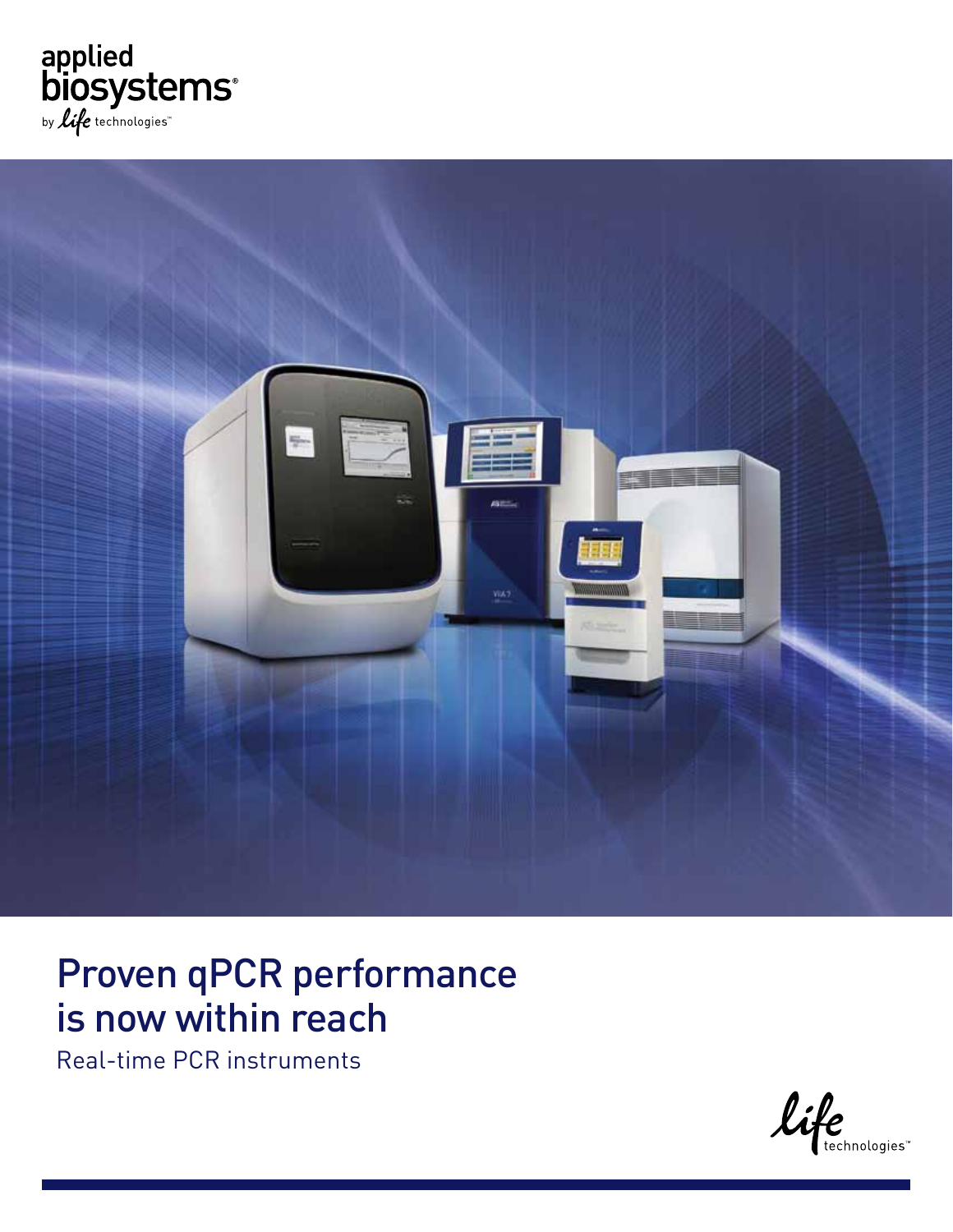applied biosystems® by life technologies™

# Proven qPCR performance is now within reach

Real-time PCR instruments

life technologies™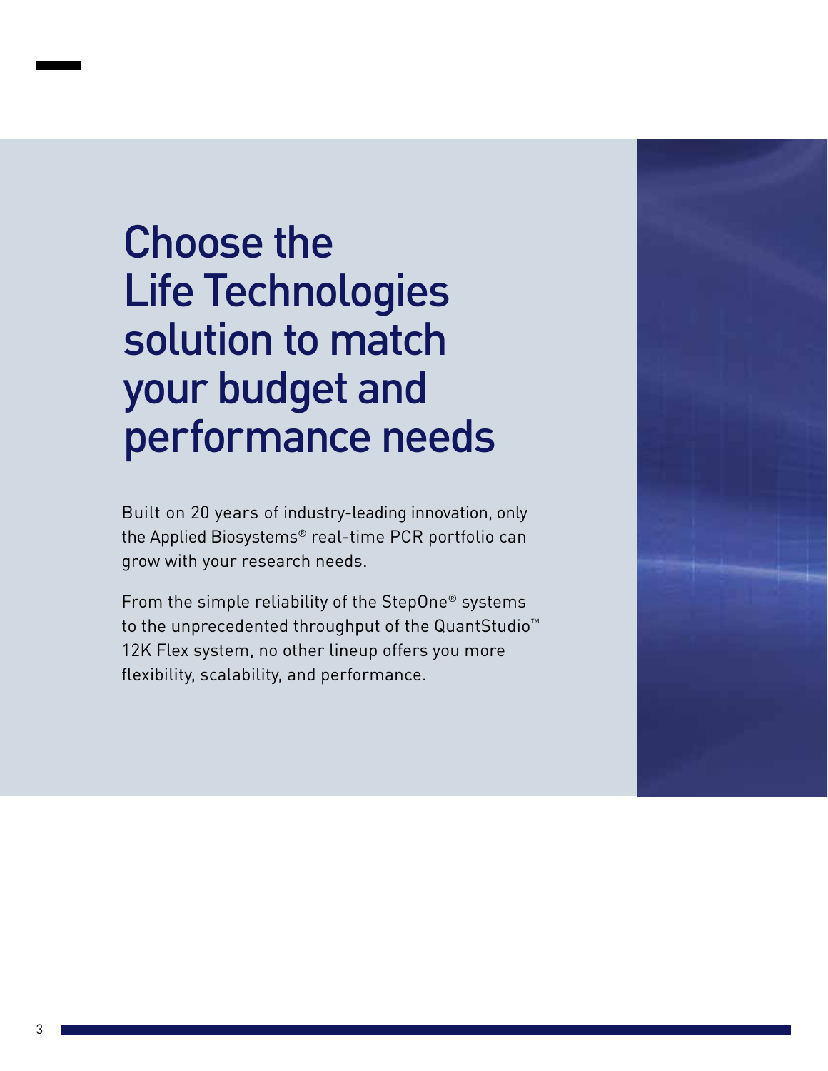# Choose the Life Technologies solution to match your budget and performance needs

Built on 20 years of industry-leading innovation, only the Applied Biosystems® real-time PCR portfolio can grow with your research needs.

From the simple reliability of the StepOne® systems to the unprecedented throughput of the QuantStudio™ 12K Flex system, no other lineup offers you more flexibility, scalability, and performance.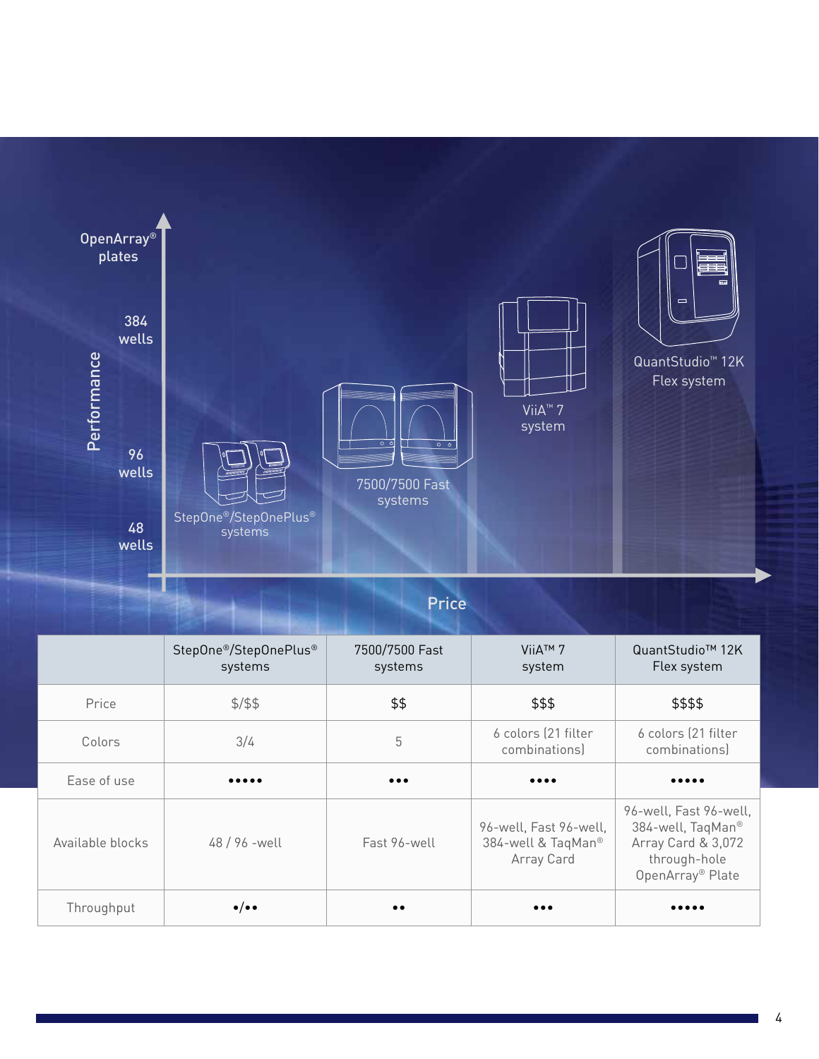Performance

OpenArray® plates

384 wells

96 wells

48 wells

StepOne®/StepOnePlus® systems

7500/7500 Fast systems

ViiA™ 7 system

QuantStudio™ 12K Flex system

Price

| | StepOne®/StepOnePlus® systems | 7500/7500 Fast systems | ViiA™ 7 system | QuantStudio™ 12K Flex system |
|---|---|---|---|---|
| Price | $/$$ | $$ | $$$ | $$$$ |
| Colors | 3/4 | 5 | 6 colors (21 filter combinations) | 6 colors (21 filter combinations) |
| Ease of use | ••••• | ••• | •••• | ••••• |
| Available blocks | 48 / 96 -well | Fast 96-well | 96-well, Fast 96-well, 384-well & TaqMan® Array Card | 96-well, Fast 96-well, 384-well, TaqMan® Array Card & 3,072 through-hole OpenArray® Plate |
| Throughput | •/•• | •• | ••• | ••••• |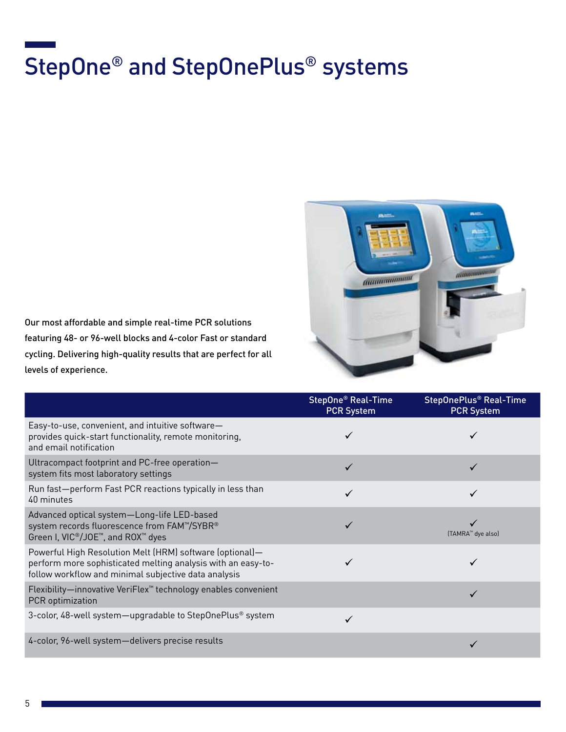# StepOne® and StepOnePlus® systems

**Our most affordable and simple real-time PCR solutions featuring 48- or 96-well blocks and 4-color Fast or standard cycling. Delivering high-quality results that are perfect for all levels of experience.**

| | StepOne® Real-Time PCR System | StepOnePlus® Real-Time PCR System |
|---|---|---|
| Easy-to-use, convenient, and intuitive software—provides quick-start functionality, remote monitoring, and email notification | ✓ | ✓ |
| Ultracompact footprint and PC-free operation—system fits most laboratory settings | ✓ | ✓ |
| Run fast—perform Fast PCR reactions typically in less than 40 minutes | ✓ | ✓ |
| Advanced optical system—Long-life LED-based system records fluorescence from FAM™/SYBR® Green I, VIC®/JOE™, and ROX™ dyes | ✓ | ✓ (TAMRA™ dye also) |
| Powerful High Resolution Melt (HRM) software (optional)—perform more sophisticated melting analysis with an easy-to-follow workflow and minimal subjective data analysis | ✓ | ✓ |
| Flexibility—innovative VeriFlex™ technology enables convenient PCR optimization | | ✓ |
| 3-color, 48-well system—upgradable to StepOnePlus® system | ✓ | |
| 4-color, 96-well system—delivers precise results | | ✓ |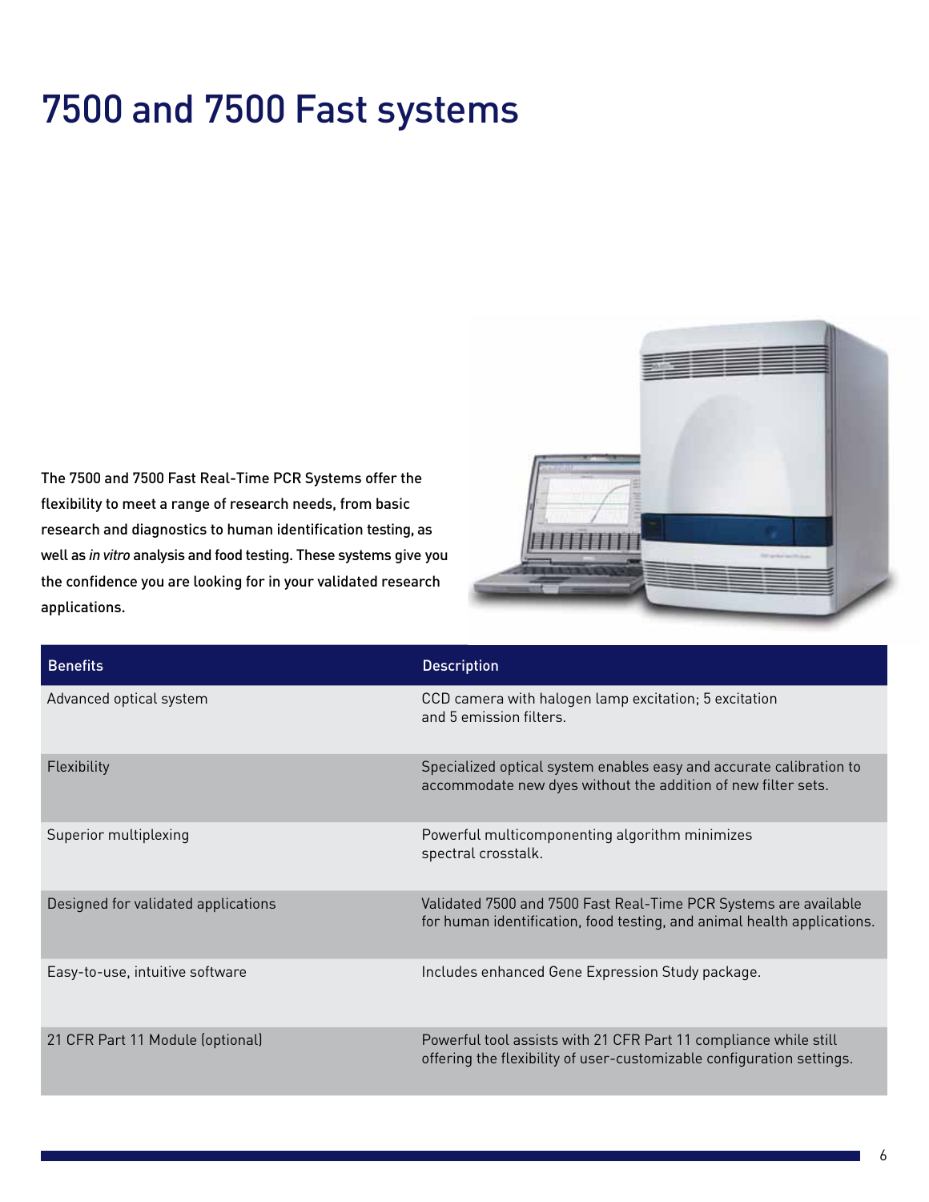# 7500 and 7500 Fast systems

The 7500 and 7500 Fast Real-Time PCR Systems offer the flexibility to meet a range of research needs, from basic research and diagnostics to human identification testing, as well as *in vitro* analysis and food testing. These systems give you the confidence you are looking for in your validated research applications.

| Benefits | Description |
| --- | --- |
| Advanced optical system | CCD camera with halogen lamp excitation; 5 excitation and 5 emission filters. |
| Flexibility | Specialized optical system enables easy and accurate calibration to accommodate new dyes without the addition of new filter sets. |
| Superior multiplexing | Powerful multicomponenting algorithm minimizes spectral crosstalk. |
| Designed for validated applications | Validated 7500 and 7500 Fast Real-Time PCR Systems are available for human identification, food testing, and animal health applications. |
| Easy-to-use, intuitive software | Includes enhanced Gene Expression Study package. |
| 21 CFR Part 11 Module (optional) | Powerful tool assists with 21 CFR Part 11 compliance while still offering the flexibility of user-customizable configuration settings. |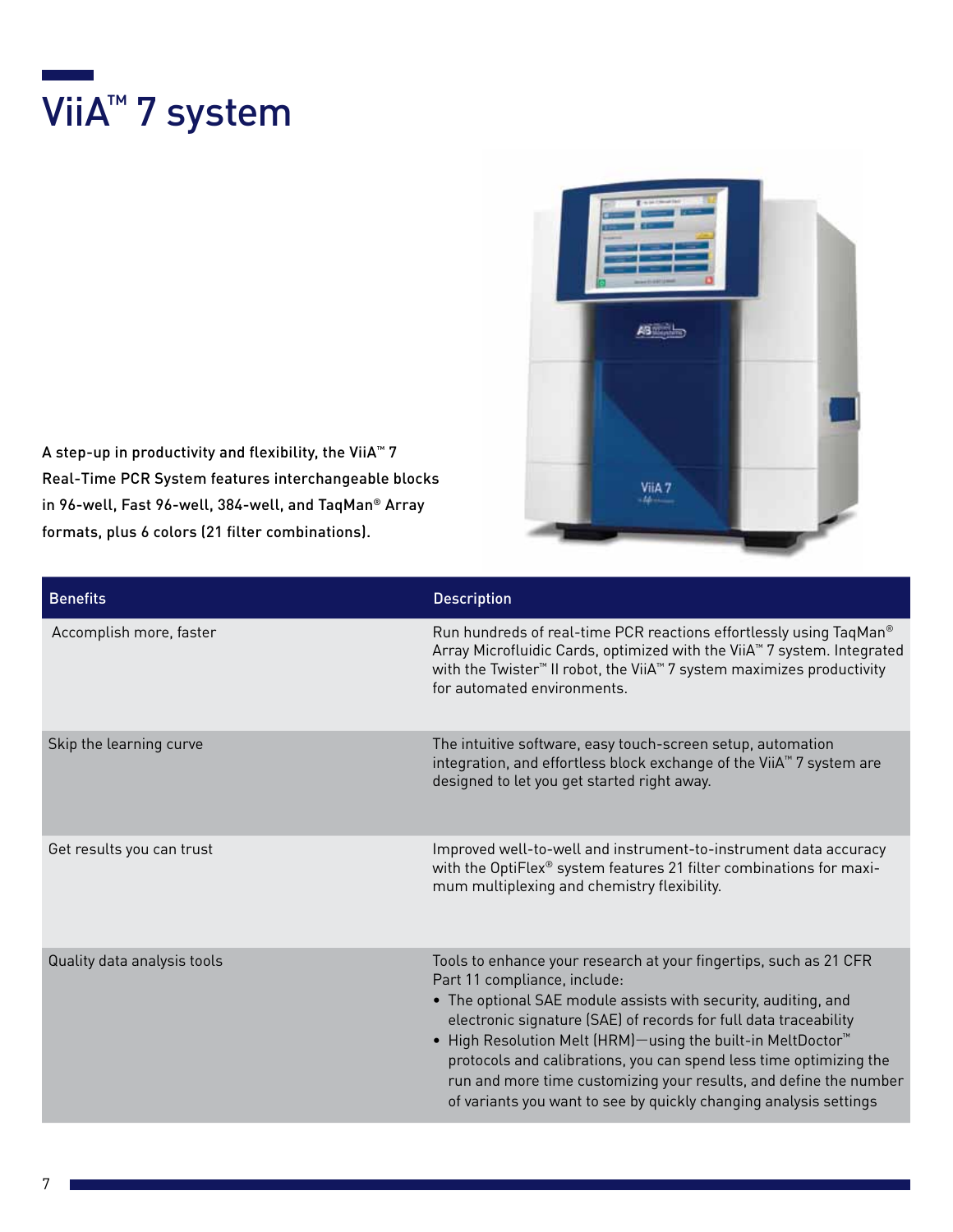# ViiA™ 7 system

A step-up in productivity and flexibility, the ViiA™ 7 Real-Time PCR System features interchangeable blocks in 96-well, Fast 96-well, 384-well, and TaqMan® Array formats, plus 6 colors (21 filter combinations).

| Benefits | Description |
| --- | --- |
| Accomplish more, faster | Run hundreds of real-time PCR reactions effortlessly using TaqMan® Array Microfluidic Cards, optimized with the ViiA™ 7 system. Integrated with the Twister™ II robot, the ViiA™ 7 system maximizes productivity for automated environments. |
| Skip the learning curve | The intuitive software, easy touch-screen setup, automation integration, and effortless block exchange of the ViiA™ 7 system are designed to let you get started right away. |
| Get results you can trust | Improved well-to-well and instrument-to-instrument data accuracy with the OptiFlex® system features 21 filter combinations for maximum multiplexing and chemistry flexibility. |
| Quality data analysis tools | Tools to enhance your research at your fingertips, such as 21 CFR Part 11 compliance, include: • The optional SAE module assists with security, auditing, and electronic signature (SAE) of records for full data traceability • High Resolution Melt (HRM)—using the built-in MeltDoctor™ protocols and calibrations, you can spend less time optimizing the run and more time customizing your results, and define the number of variants you want to see by quickly changing analysis settings |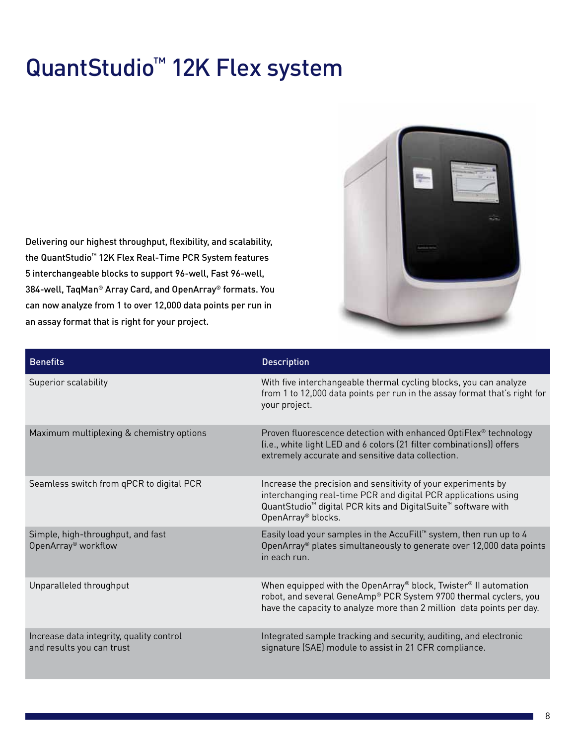# QuantStudio™ 12K Flex system

Delivering our highest throughput, flexibility, and scalability, the QuantStudio™ 12K Flex Real-Time PCR System features 5 interchangeable blocks to support 96-well, Fast 96-well, 384-well, TaqMan® Array Card, and OpenArray® formats. You can now analyze from 1 to over 12,000 data points per run in an assay format that is right for your project.

| Benefits | Description |
|---|---|
| Superior scalability | With five interchangeable thermal cycling blocks, you can analyze from 1 to 12,000 data points per run in the assay format that's right for your project. |
| Maximum multiplexing & chemistry options | Proven fluorescence detection with enhanced OptiFlex® technology (i.e., white light LED and 6 colors (21 filter combinations)) offers extremely accurate and sensitive data collection. |
| Seamless switch from qPCR to digital PCR | Increase the precision and sensitivity of your experiments by interchanging real-time PCR and digital PCR applications using QuantStudio™ digital PCR kits and DigitalSuite™ software with OpenArray® blocks. |
| Simple, high-throughput, and fast OpenArray® workflow | Easily load your samples in the AccuFill™ system, then run up to 4 OpenArray® plates simultaneously to generate over 12,000 data points in each run. |
| Unparalleled throughput | When equipped with the OpenArray® block, Twister® II automation robot, and several GeneAmp® PCR System 9700 thermal cyclers, you have the capacity to analyze more than 2 million data points per day. |
| Increase data integrity, quality control and results you can trust | Integrated sample tracking and security, auditing, and electronic signature (SAE) module to assist in 21 CFR compliance. |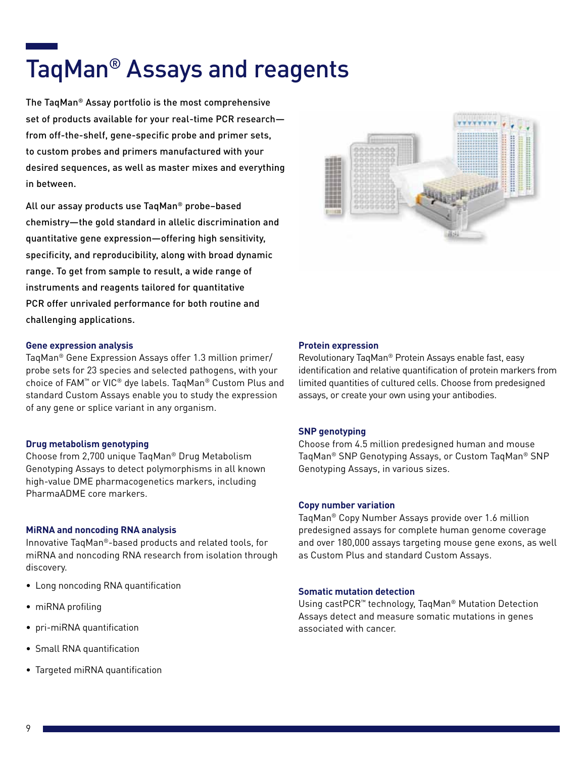# TaqMan® Assays and reagents

The TaqMan® Assay portfolio is the most comprehensive set of products available for your real-time PCR research—from off-the-shelf, gene-specific probe and primer sets, to custom probes and primers manufactured with your desired sequences, as well as master mixes and everything in between.

All our assay products use TaqMan® probe–based chemistry—the gold standard in allelic discrimination and quantitative gene expression—offering high sensitivity, specificity, and reproducibility, along with broad dynamic range. To get from sample to result, a wide range of instruments and reagents tailored for quantitative PCR offer unrivaled performance for both routine and challenging applications.

### Gene expression analysis

TaqMan® Gene Expression Assays offer 1.3 million primer/probe sets for 23 species and selected pathogens, with your choice of FAM™ or VIC® dye labels. TaqMan® Custom Plus and standard Custom Assays enable you to study the expression of any gene or splice variant in any organism.

### Drug metabolism genotyping

Choose from 2,700 unique TaqMan® Drug Metabolism Genotyping Assays to detect polymorphisms in all known high-value DME pharmacogenetics markers, including PharmaADME core markers.

### MiRNA and noncoding RNA analysis

Innovative TaqMan®-based products and related tools, for miRNA and noncoding RNA research from isolation through discovery.

- Long noncoding RNA quantification
- miRNA profiling
- pri-miRNA quantification
- Small RNA quantification
- Targeted miRNA quantification

### Protein expression

Revolutionary TaqMan® Protein Assays enable fast, easy identification and relative quantification of protein markers from limited quantities of cultured cells. Choose from predesigned assays, or create your own using your antibodies.

### SNP genotyping

Choose from 4.5 million predesigned human and mouse TaqMan® SNP Genotyping Assays, or Custom TaqMan® SNP Genotyping Assays, in various sizes.

### Copy number variation

TaqMan® Copy Number Assays provide over 1.6 million predesigned assays for complete human genome coverage and over 180,000 assays targeting mouse gene exons, as well as Custom Plus and standard Custom Assays.

### Somatic mutation detection

Using castPCR™ technology, TaqMan® Mutation Detection Assays detect and measure somatic mutations in genes associated with cancer.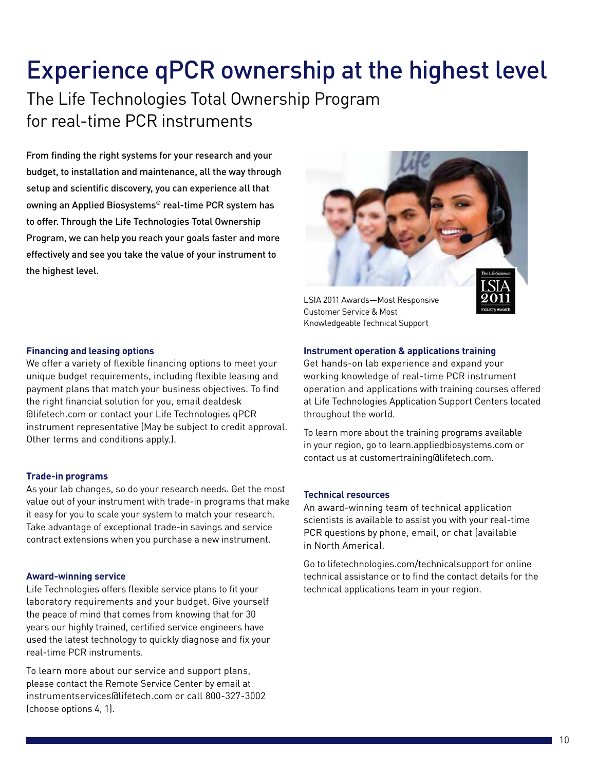# Experience qPCR ownership at the highest level

## The Life Technologies Total Ownership Program for real-time PCR instruments

**From finding the right systems for your research and your budget, to installation and maintenance, all the way through setup and scientific discovery, you can experience all that owning an Applied Biosystems® real-time PCR system has to offer. Through the Life Technologies Total Ownership Program, we can help you reach your goals faster and more effectively and see you take the value of your instrument to the highest level.**

LSIA 2011 Awards—Most Responsive Customer Service & Most Knowledgeable Technical Support

### Financing and leasing options

We offer a variety of flexible financing options to meet your unique budget requirements, including flexible leasing and payment plans that match your business objectives. To find the right financial solution for you, email dealdesk@lifetech.com or contact your Life Technologies qPCR instrument representative (May be subject to credit approval. Other terms and conditions apply.).

### Trade-in programs

As your lab changes, so do your research needs. Get the most value out of your instrument with trade-in programs that make it easy for you to scale your system to match your research. Take advantage of exceptional trade-in savings and service contract extensions when you purchase a new instrument.

### Award-winning service

Life Technologies offers flexible service plans to fit your laboratory requirements and your budget. Give yourself the peace of mind that comes from knowing that for 30 years our highly trained, certified service engineers have used the latest technology to quickly diagnose and fix your real-time PCR instruments.

To learn more about our service and support plans, please contact the Remote Service Center by email at instrumentservices@lifetech.com or call 800-327-3002 (choose options 4, 1).

### Instrument operation & applications training

Get hands-on lab experience and expand your working knowledge of real-time PCR instrument operation and applications with training courses offered at Life Technologies Application Support Centers located throughout the world.

To learn more about the training programs available in your region, go to learn.appliedbiosystems.com or contact us at customertraining@lifetech.com.

### Technical resources

An award-winning team of technical application scientists is available to assist you with your real-time PCR questions by phone, email, or chat (available in North America).

Go to lifetechnologies.com/technicalsupport for online technical assistance or to find the contact details for the technical applications team in your region.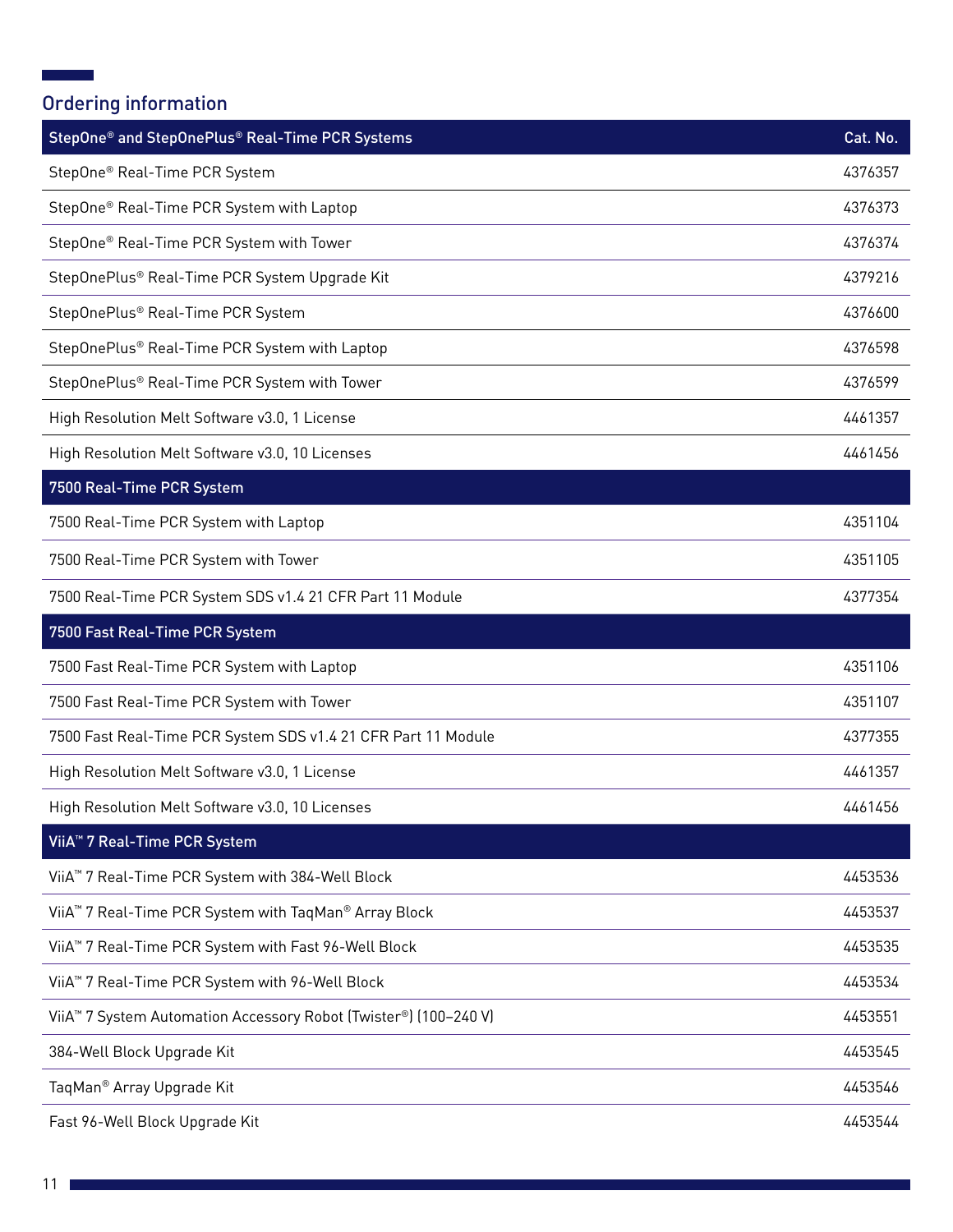## Ordering information

| StepOne® and StepOnePlus® Real-Time PCR Systems | Cat. No. |
|---|---|
| StepOne® Real-Time PCR System | 4376357 |
| StepOne® Real-Time PCR System with Laptop | 4376373 |
| StepOne® Real-Time PCR System with Tower | 4376374 |
| StepOnePlus® Real-Time PCR System Upgrade Kit | 4379216 |
| StepOnePlus® Real-Time PCR System | 4376600 |
| StepOnePlus® Real-Time PCR System with Laptop | 4376598 |
| StepOnePlus® Real-Time PCR System with Tower | 4376599 |
| High Resolution Melt Software v3.0, 1 License | 4461357 |
| High Resolution Melt Software v3.0, 10 Licenses | 4461456 |
| **7500 Real-Time PCR System** | |
| 7500 Real-Time PCR System with Laptop | 4351104 |
| 7500 Real-Time PCR System with Tower | 4351105 |
| 7500 Real-Time PCR System SDS v1.4 21 CFR Part 11 Module | 4377354 |
| **7500 Fast Real-Time PCR System** | |
| 7500 Fast Real-Time PCR System with Laptop | 4351106 |
| 7500 Fast Real-Time PCR System with Tower | 4351107 |
| 7500 Fast Real-Time PCR System SDS v1.4 21 CFR Part 11 Module | 4377355 |
| High Resolution Melt Software v3.0, 1 License | 4461357 |
| High Resolution Melt Software v3.0, 10 Licenses | 4461456 |
| **ViiA™ 7 Real-Time PCR System** | |
| ViiA™ 7 Real-Time PCR System with 384-Well Block | 4453536 |
| ViiA™ 7 Real-Time PCR System with TaqMan® Array Block | 4453537 |
| ViiA™ 7 Real-Time PCR System with Fast 96-Well Block | 4453535 |
| ViiA™ 7 Real-Time PCR System with 96-Well Block | 4453534 |
| ViiA™ 7 System Automation Accessory Robot (Twister®) (100–240 V) | 4453551 |
| 384-Well Block Upgrade Kit | 4453545 |
| TaqMan® Array Upgrade Kit | 4453546 |
| Fast 96-Well Block Upgrade Kit | 4453544 |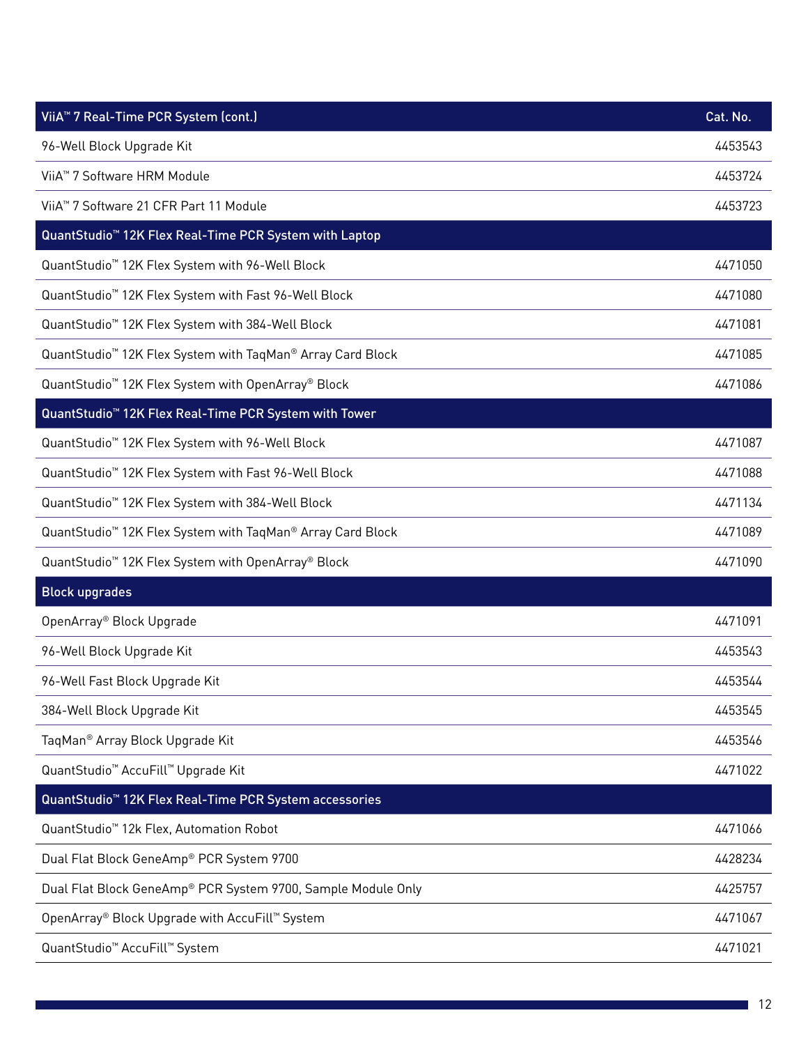| ViiA™ 7 Real-Time PCR System (cont.) | Cat. No. |
| --- | --- |
| 96-Well Block Upgrade Kit | 4453543 |
| ViiA™ 7 Software HRM Module | 4453724 |
| ViiA™ 7 Software 21 CFR Part 11 Module | 4453723 |
| **QuantStudio™ 12K Flex Real-Time PCR System with Laptop** | |
| QuantStudio™ 12K Flex System with 96-Well Block | 4471050 |
| QuantStudio™ 12K Flex System with Fast 96-Well Block | 4471080 |
| QuantStudio™ 12K Flex System with 384-Well Block | 4471081 |
| QuantStudio™ 12K Flex System with TaqMan® Array Card Block | 4471085 |
| QuantStudio™ 12K Flex System with OpenArray® Block | 4471086 |
| **QuantStudio™ 12K Flex Real-Time PCR System with Tower** | |
| QuantStudio™ 12K Flex System with 96-Well Block | 4471087 |
| QuantStudio™ 12K Flex System with Fast 96-Well Block | 4471088 |
| QuantStudio™ 12K Flex System with 384-Well Block | 4471134 |
| QuantStudio™ 12K Flex System with TaqMan® Array Card Block | 4471089 |
| QuantStudio™ 12K Flex System with OpenArray® Block | 4471090 |
| **Block upgrades** | |
| OpenArray® Block Upgrade | 4471091 |
| 96-Well Block Upgrade Kit | 4453543 |
| 96-Well Fast Block Upgrade Kit | 4453544 |
| 384-Well Block Upgrade Kit | 4453545 |
| TaqMan® Array Block Upgrade Kit | 4453546 |
| QuantStudio™ AccuFill™ Upgrade Kit | 4471022 |
| **QuantStudio™ 12K Flex Real-Time PCR System accessories** | |
| QuantStudio™ 12k Flex, Automation Robot | 4471066 |
| Dual Flat Block GeneAmp® PCR System 9700 | 4428234 |
| Dual Flat Block GeneAmp® PCR System 9700, Sample Module Only | 4425757 |
| OpenArray® Block Upgrade with AccuFill™ System | 4471067 |
| QuantStudio™ AccuFill™ System | 4471021 |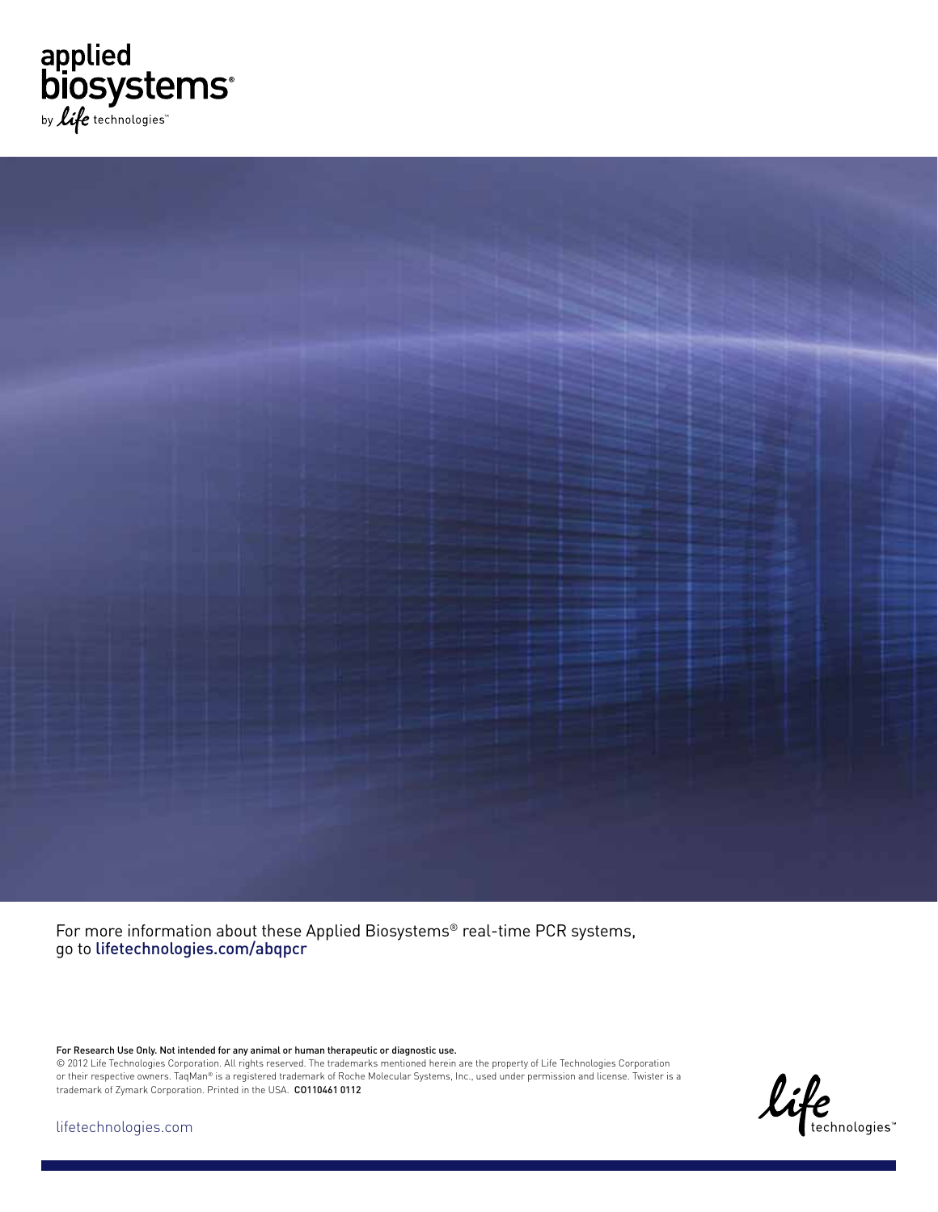applied biosystems® by Life technologies™

For more information about these Applied Biosystems® real-time PCR systems, go to lifetechnologies.com/abqpcr

**For Research Use Only. Not intended for any animal or human therapeutic or diagnostic use.**

© 2012 Life Technologies Corporation. All rights reserved. The trademarks mentioned herein are the property of Life Technologies Corporation or their respective owners. TaqMan® is a registered trademark of Roche Molecular Systems, Inc., used under permission and license. Twister is a trademark of Zymark Corporation. Printed in the USA. **CO110461 0112**

lifetechnologies.com

Life technologies™